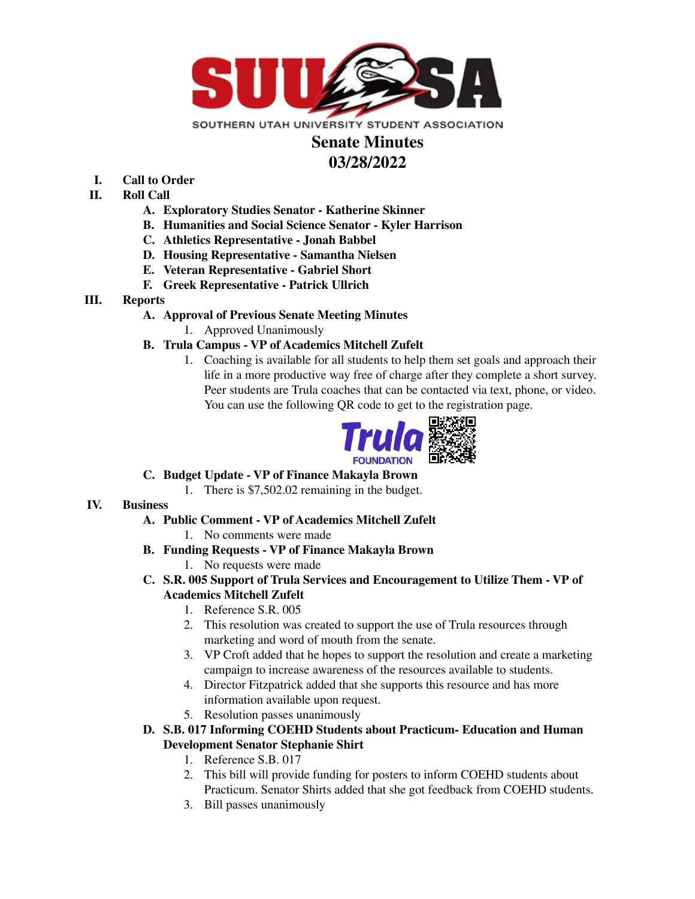SOUTHERN UTAH UNIVERSITY STUDENT ASSOCIATION

# Senate Minutes
# 03/28/2022

I. **Call to Order**

II. **Roll Call**

   A. **Exploratory Studies Senator - Katherine Skinner**
   B. **Humanities and Social Science Senator - Kyler Harrison**
   C. **Athletics Representative - Jonah Babbel**
   D. **Housing Representative - Samantha Nielsen**
   E. **Veteran Representative - Gabriel Short**
   F. **Greek Representative - Patrick Ullrich**

III. **Reports**

   A. **Approval of Previous Senate Meeting Minutes**
      1. Approved Unanimously

   B. **Trula Campus - VP of Academics Mitchell Zufelt**
      1. Coaching is available for all students to help them set goals and approach their life in a more productive way free of charge after they complete a short survey. Peer students are Trula coaches that can be contacted via text, phone, or video. You can use the following QR code to get to the registration page.

   C. **Budget Update - VP of Finance Makayla Brown**
      1. There is $7,502.02 remaining in the budget.

IV. **Business**

   A. **Public Comment - VP of Academics Mitchell Zufelt**
      1. No comments were made

   B. **Funding Requests - VP of Finance Makayla Brown**
      1. No requests were made

   C. **S.R. 005 Support of Trula Services and Encouragement to Utilize Them - VP of Academics Mitchell Zufelt**
      1. Reference S.R. 005
      2. This resolution was created to support the use of Trula resources through marketing and word of mouth from the senate.
      3. VP Croft added that he hopes to support the resolution and create a marketing campaign to increase awareness of the resources available to students.
      4. Director Fitzpatrick added that she supports this resource and has more information available upon request.
      5. Resolution passes unanimously

   D. **S.B. 017 Informing COEHD Students about Practicum- Education and Human Development Senator Stephanie Shirt**
      1. Reference S.B. 017
      2. This bill will provide funding for posters to inform COEHD students about Practicum. Senator Shirts added that she got feedback from COEHD students.
      3. Bill passes unanimously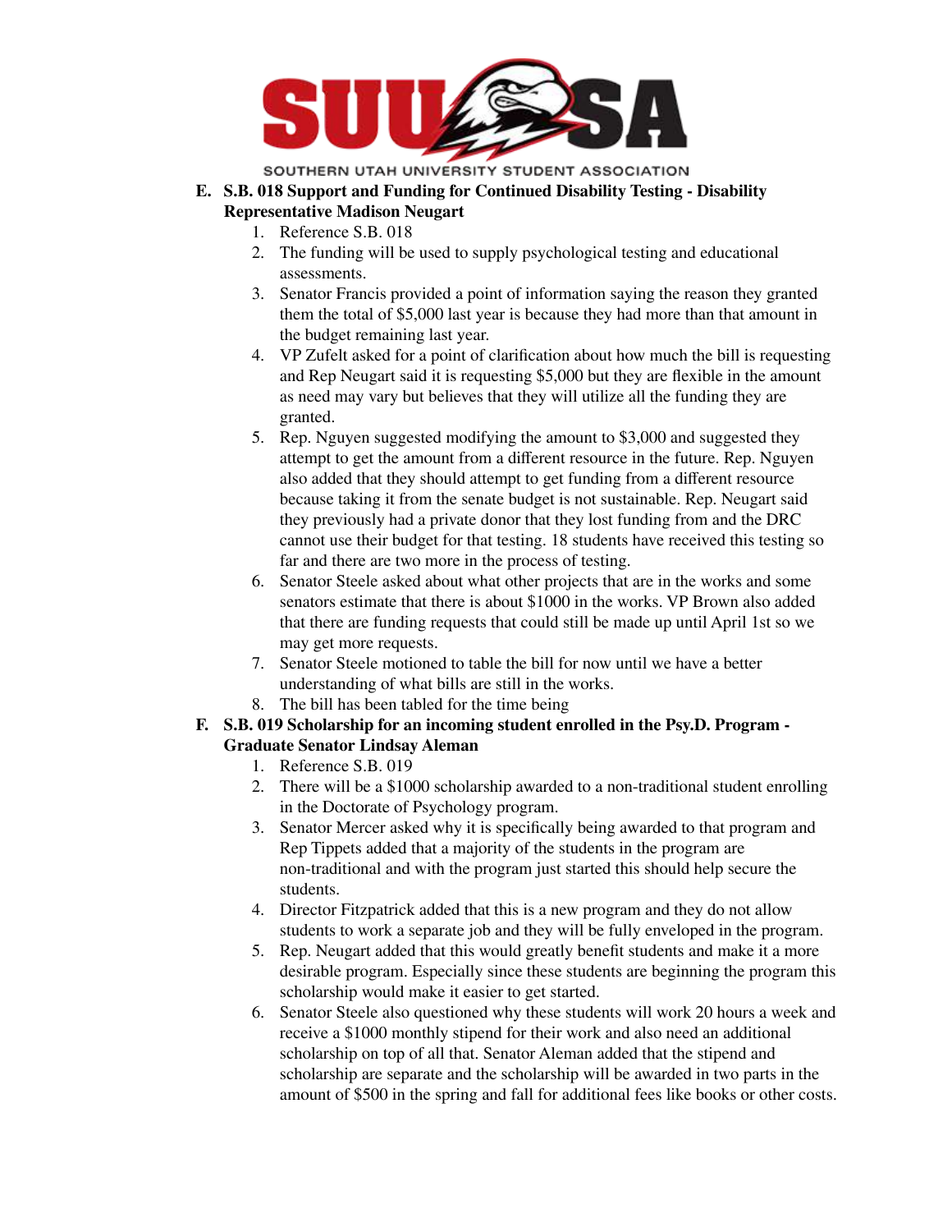E. **S.B. 018 Support and Funding for Continued Disability Testing - Disability Representative Madison Neugart**
   1. Reference S.B. 018
   2. The funding will be used to supply psychological testing and educational assessments.
   3. Senator Francis provided a point of information saying the reason they granted them the total of $5,000 last year is because they had more than that amount in the budget remaining last year.
   4. VP Zufelt asked for a point of clarification about how much the bill is requesting and Rep Neugart said it is requesting $5,000 but they are flexible in the amount as need may vary but believes that they will utilize all the funding they are granted.
   5. Rep. Nguyen suggested modifying the amount to $3,000 and suggested they attempt to get the amount from a different resource in the future. Rep. Nguyen also added that they should attempt to get funding from a different resource because taking it from the senate budget is not sustainable. Rep. Neugart said they previously had a private donor that they lost funding from and the DRC cannot use their budget for that testing. 18 students have received this testing so far and there are two more in the process of testing.
   6. Senator Steele asked about what other projects that are in the works and some senators estimate that there is about $1000 in the works. VP Brown also added that there are funding requests that could still be made up until April 1st so we may get more requests.
   7. Senator Steele motioned to table the bill for now until we have a better understanding of what bills are still in the works.
   8. The bill has been tabled for the time being

F. **S.B. 019 Scholarship for an incoming student enrolled in the Psy.D. Program - Graduate Senator Lindsay Aleman**
   1. Reference S.B. 019
   2. There will be a $1000 scholarship awarded to a non-traditional student enrolling in the Doctorate of Psychology program.
   3. Senator Mercer asked why it is specifically being awarded to that program and Rep Tippets added that a majority of the students in the program are non-traditional and with the program just started this should help secure the students.
   4. Director Fitzpatrick added that this is a new program and they do not allow students to work a separate job and they will be fully enveloped in the program.
   5. Rep. Neugart added that this would greatly benefit students and make it a more desirable program. Especially since these students are beginning the program this scholarship would make it easier to get started.
   6. Senator Steele also questioned why these students will work 20 hours a week and receive a $1000 monthly stipend for their work and also need an additional scholarship on top of all that. Senator Aleman added that the stipend and scholarship are separate and the scholarship will be awarded in two parts in the amount of $500 in the spring and fall for additional fees like books or other costs.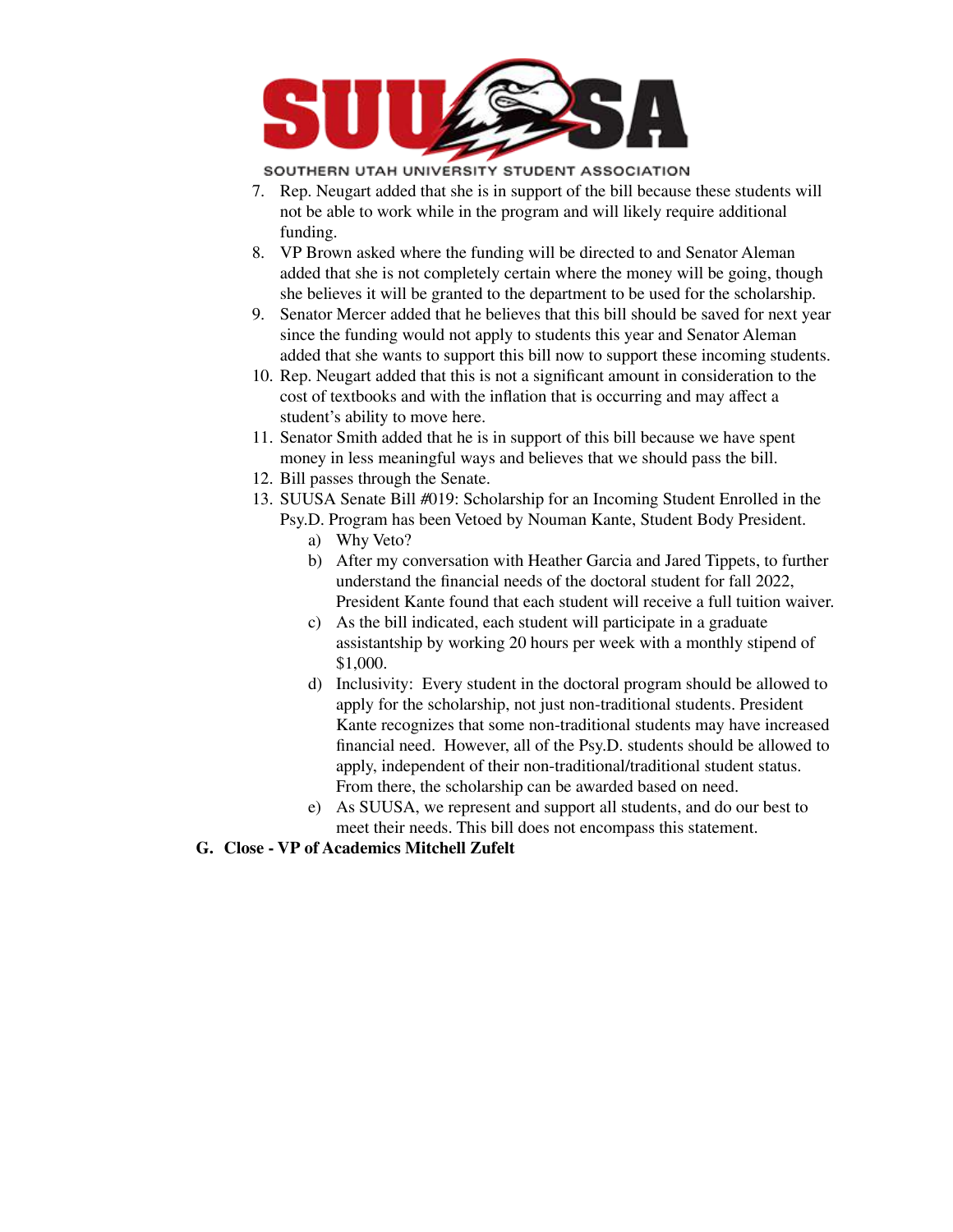7. Rep. Neugart added that she is in support of the bill because these students will not be able to work while in the program and will likely require additional funding.
8. VP Brown asked where the funding will be directed to and Senator Aleman added that she is not completely certain where the money will be going, though she believes it will be granted to the department to be used for the scholarship.
9. Senator Mercer added that he believes that this bill should be saved for next year since the funding would not apply to students this year and Senator Aleman added that she wants to support this bill now to support these incoming students.
10. Rep. Neugart added that this is not a significant amount in consideration to the cost of textbooks and with the inflation that is occurring and may affect a student's ability to move here.
11. Senator Smith added that he is in support of this bill because we have spent money in less meaningful ways and believes that we should pass the bill.
12. Bill passes through the Senate.
13. SUUSA Senate Bill #019: Scholarship for an Incoming Student Enrolled in the Psy.D. Program has been Vetoed by Nouman Kante, Student Body President.
    a) Why Veto?
    b) After my conversation with Heather Garcia and Jared Tippets, to further understand the financial needs of the doctoral student for fall 2022, President Kante found that each student will receive a full tuition waiver.
    c) As the bill indicated, each student will participate in a graduate assistantship by working 20 hours per week with a monthly stipend of $1,000.
    d) Inclusivity: Every student in the doctoral program should be allowed to apply for the scholarship, not just non-traditional students. President Kante recognizes that some non-traditional students may have increased financial need. However, all of the Psy.D. students should be allowed to apply, independent of their non-traditional/traditional student status. From there, the scholarship can be awarded based on need.
    e) As SUUSA, we represent and support all students, and do our best to meet their needs. This bill does not encompass this statement.

**G. Close - VP of Academics Mitchell Zufelt**